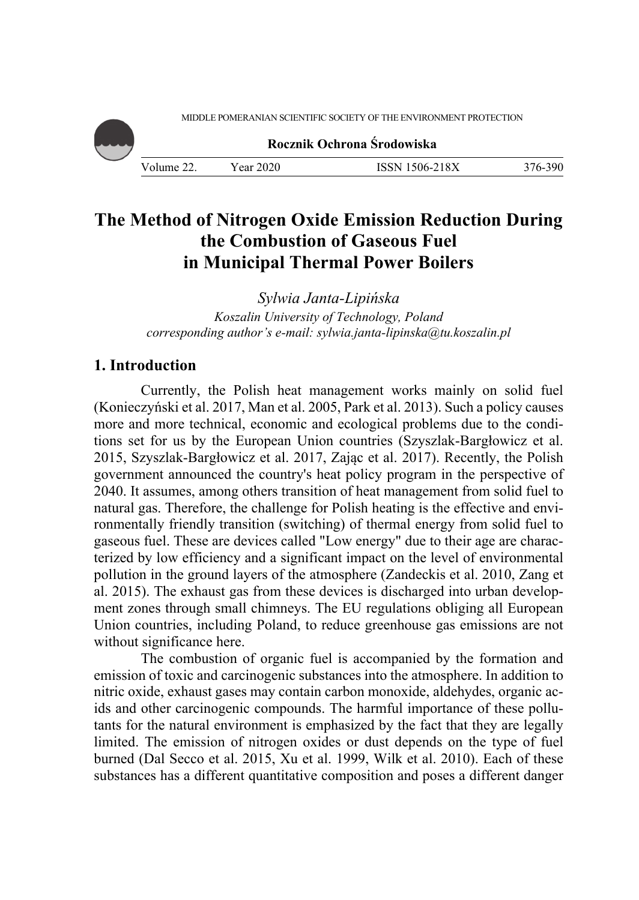# The Method of Nitrogen Oxide Emission Reduction During the Combustion of Gaseous Fuel in Municipal Thermal Power Boilers

*Sylwia Janta-Lipińska*
*Koszalin University of Technology, Poland*
*corresponding author's e-mail: sylwia.janta-lipinska@tu.koszalin.pl*

## 1. Introduction

Currently, the Polish heat management works mainly on solid fuel (Konieczyński et al. 2017, Man et al. 2005, Park et al. 2013). Such a policy causes more and more technical, economic and ecological problems due to the conditions set for us by the European Union countries (Szyszlak-Bargłowicz et al. 2015, Szyszlak-Bargłowicz et al. 2017, Zając et al. 2017). Recently, the Polish government announced the country's heat policy program in the perspective of 2040. It assumes, among others transition of heat management from solid fuel to natural gas. Therefore, the challenge for Polish heating is the effective and environmentally friendly transition (switching) of thermal energy from solid fuel to gaseous fuel. These are devices called "Low energy" due to their age are characterized by low efficiency and a significant impact on the level of environmental pollution in the ground layers of the atmosphere (Zandeckis et al. 2010, Zang et al. 2015). The exhaust gas from these devices is discharged into urban development zones through small chimneys. The EU regulations obliging all European Union countries, including Poland, to reduce greenhouse gas emissions are not without significance here.

The combustion of organic fuel is accompanied by the formation and emission of toxic and carcinogenic substances into the atmosphere. In addition to nitric oxide, exhaust gases may contain carbon monoxide, aldehydes, organic acids and other carcinogenic compounds. The harmful importance of these pollutants for the natural environment is emphasized by the fact that they are legally limited. The emission of nitrogen oxides or dust depends on the type of fuel burned (Dal Secco et al. 2015, Xu et al. 1999, Wilk et al. 2010). Each of these substances has a different quantitative composition and poses a different danger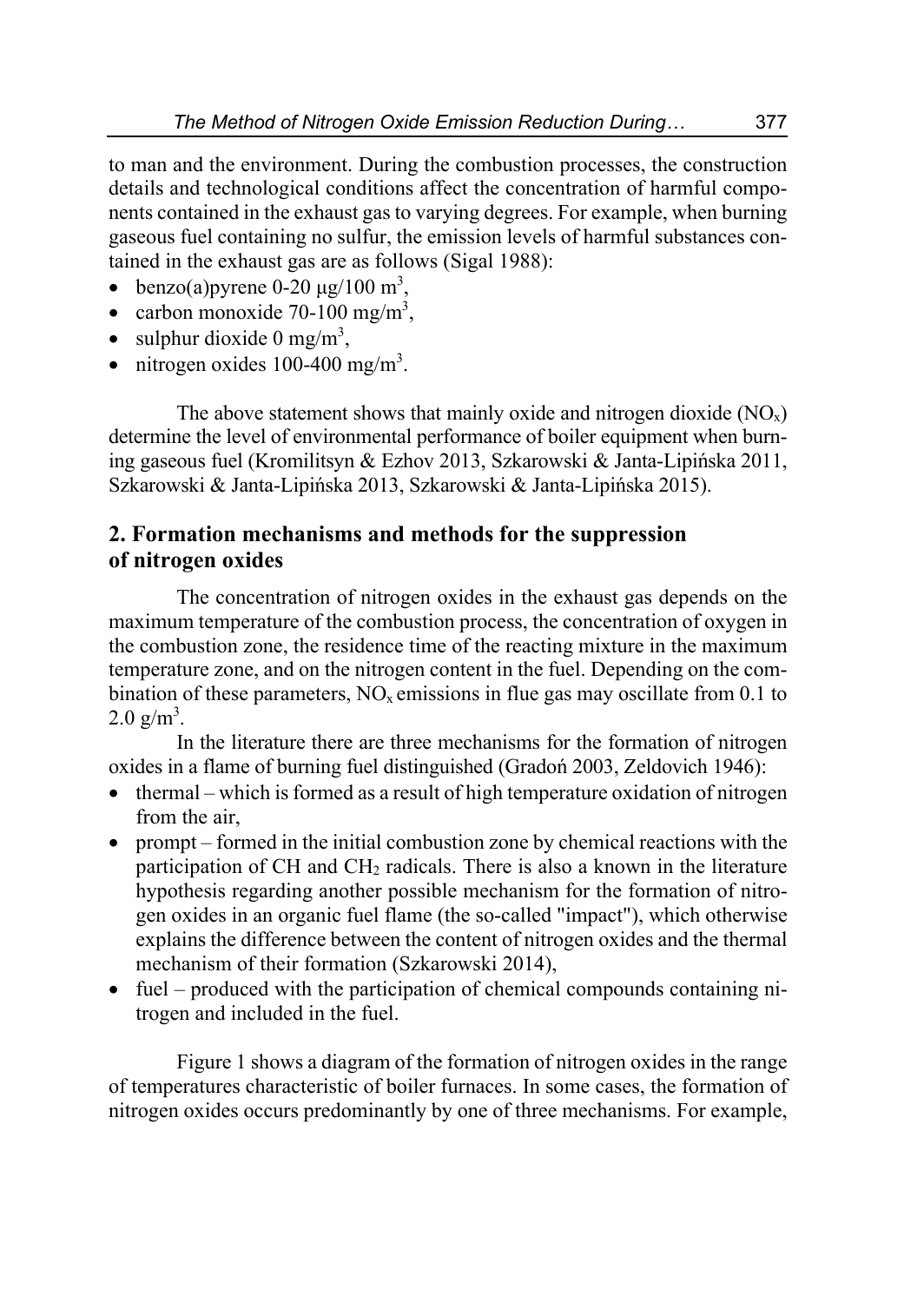to man and the environment. During the combustion processes, the construction details and technological conditions affect the concentration of harmful components contained in the exhaust gas to varying degrees. For example, when burning gaseous fuel containing no sulfur, the emission levels of harmful substances contained in the exhaust gas are as follows (Sigal 1988):

- benzo(a)pyrene 0-20 μg/100 $m^3$,
- carbon monoxide 70-100 mg/$m^3$,
- sulphur dioxide 0 mg/$m^3$,
- nitrogen oxides 100-400 mg/$m^3$.

The above statement shows that mainly oxide and nitrogen dioxide ($NO_x$) determine the level of environmental performance of boiler equipment when burning gaseous fuel (Kromilitsyn & Ezhov 2013, Szkarowski & Janta-Lipińska 2011, Szkarowski & Janta-Lipińska 2013, Szkarowski & Janta-Lipińska 2015).

## 2. Formation mechanisms and methods for the suppression of nitrogen oxides

The concentration of nitrogen oxides in the exhaust gas depends on the maximum temperature of the combustion process, the concentration of oxygen in the combustion zone, the residence time of the reacting mixture in the maximum temperature zone, and on the nitrogen content in the fuel. Depending on the combination of these parameters, $NO_x$ emissions in flue gas may oscillate from 0.1 to 2.0 g/$m^3$.

In the literature there are three mechanisms for the formation of nitrogen oxides in a flame of burning fuel distinguished (Gradoń 2003, Zeldovich 1946):

- thermal – which is formed as a result of high temperature oxidation of nitrogen from the air,
- prompt – formed in the initial combustion zone by chemical reactions with the participation of CH and $CH_2$ radicals. There is also a known in the literature hypothesis regarding another possible mechanism for the formation of nitrogen oxides in an organic fuel flame (the so-called "impact"), which otherwise explains the difference between the content of nitrogen oxides and the thermal mechanism of their formation (Szkarowski 2014),
- fuel – produced with the participation of chemical compounds containing nitrogen and included in the fuel.

Figure 1 shows a diagram of the formation of nitrogen oxides in the range of temperatures characteristic of boiler furnaces. In some cases, the formation of nitrogen oxides occurs predominantly by one of three mechanisms. For example,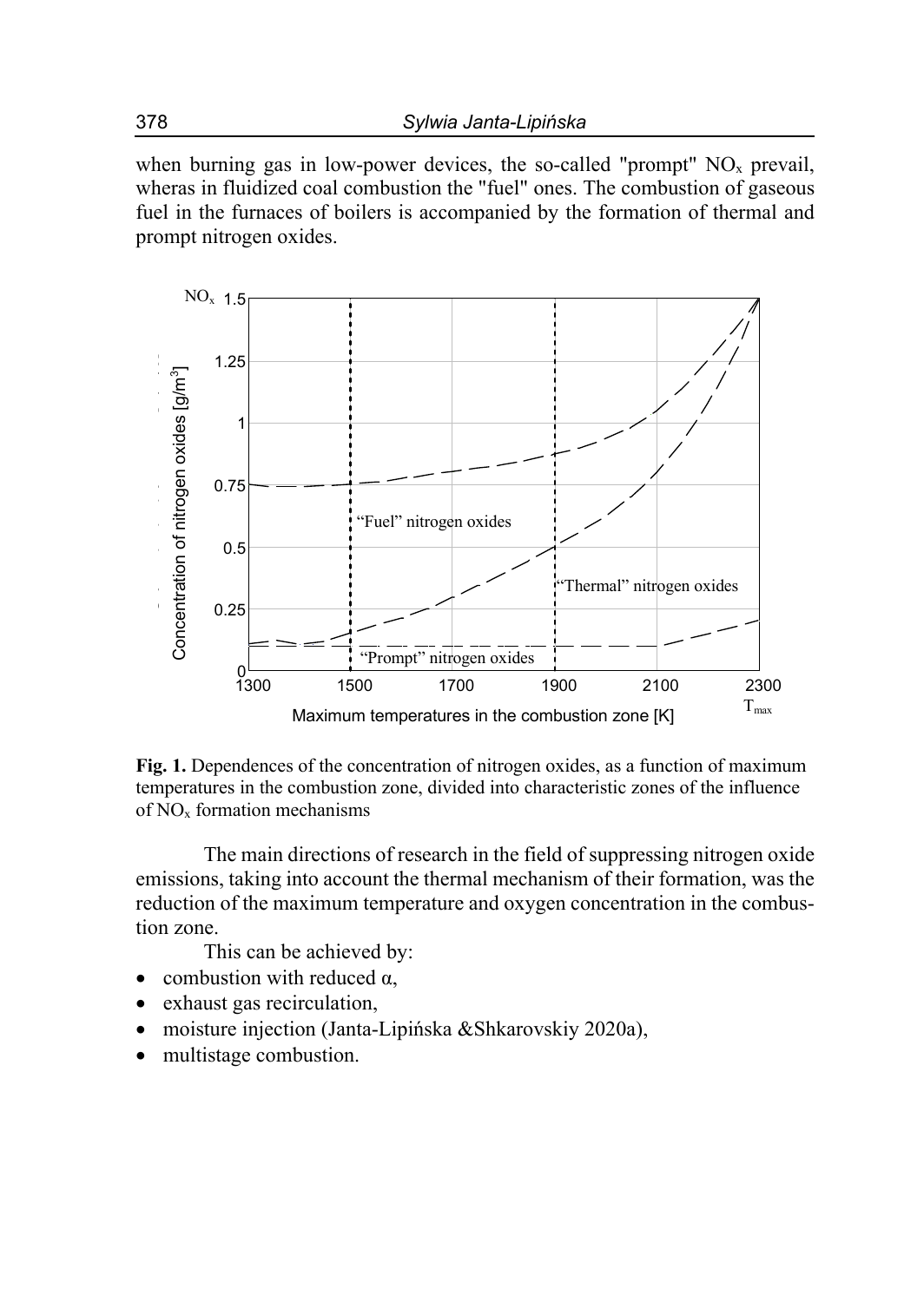when burning gas in low-power devices, the so-called "prompt" $NO_x$ prevail, wheras in fluidized coal combustion the "fuel" ones. The combustion of gaseous fuel in the furnaces of boilers is accompanied by the formation of thermal and prompt nitrogen oxides.

**Fig. 1.** Dependences of the concentration of nitrogen oxides, as a function of maximum temperatures in the combustion zone, divided into characteristic zones of the influence of $NO_x$ formation mechanisms

The main directions of research in the field of suppressing nitrogen oxide emissions, taking into account the thermal mechanism of their formation, was the reduction of the maximum temperature and oxygen concentration in the combustion zone.

This can be achieved by:

- combustion with reduced α,
- exhaust gas recirculation,
- moisture injection (Janta-Lipińska &Shkarovskiy 2020a),
- multistage combustion.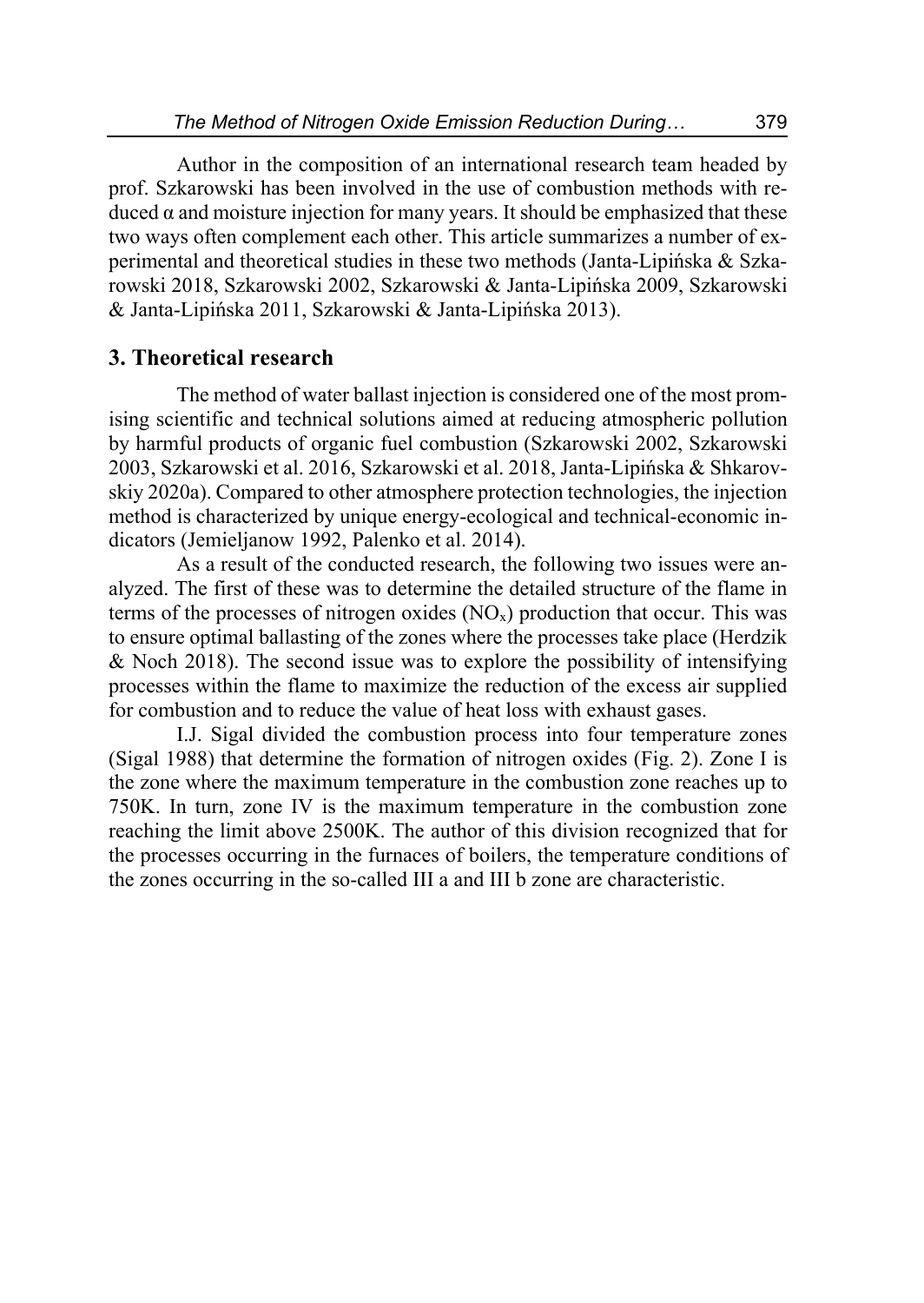Author in the composition of an international research team headed by prof. Szkarowski has been involved in the use of combustion methods with reduced α and moisture injection for many years. It should be emphasized that these two ways often complement each other. This article summarizes a number of experimental and theoretical studies in these two methods (Janta-Lipińska & Szkarowski 2018, Szkarowski 2002, Szkarowski & Janta-Lipińska 2009, Szkarowski & Janta-Lipińska 2011, Szkarowski & Janta-Lipińska 2013).

## 3. Theoretical research

The method of water ballast injection is considered one of the most promising scientific and technical solutions aimed at reducing atmospheric pollution by harmful products of organic fuel combustion (Szkarowski 2002, Szkarowski 2003, Szkarowski et al. 2016, Szkarowski et al. 2018, Janta-Lipińska & Shkarovskiy 2020a). Compared to other atmosphere protection technologies, the injection method is characterized by unique energy-ecological and technical-economic indicators (Jemieljanow 1992, Palenko et al. 2014).

As a result of the conducted research, the following two issues were analyzed. The first of these was to determine the detailed structure of the flame in terms of the processes of nitrogen oxides ($NO_x$) production that occur. This was to ensure optimal ballasting of the zones where the processes take place (Herdzik & Noch 2018). The second issue was to explore the possibility of intensifying processes within the flame to maximize the reduction of the excess air supplied for combustion and to reduce the value of heat loss with exhaust gases.

I.J. Sigal divided the combustion process into four temperature zones (Sigal 1988) that determine the formation of nitrogen oxides (Fig. 2). Zone I is the zone where the maximum temperature in the combustion zone reaches up to 750K. In turn, zone IV is the maximum temperature in the combustion zone reaching the limit above 2500K. The author of this division recognized that for the processes occurring in the furnaces of boilers, the temperature conditions of the zones occurring in the so-called III a and III b zone are characteristic.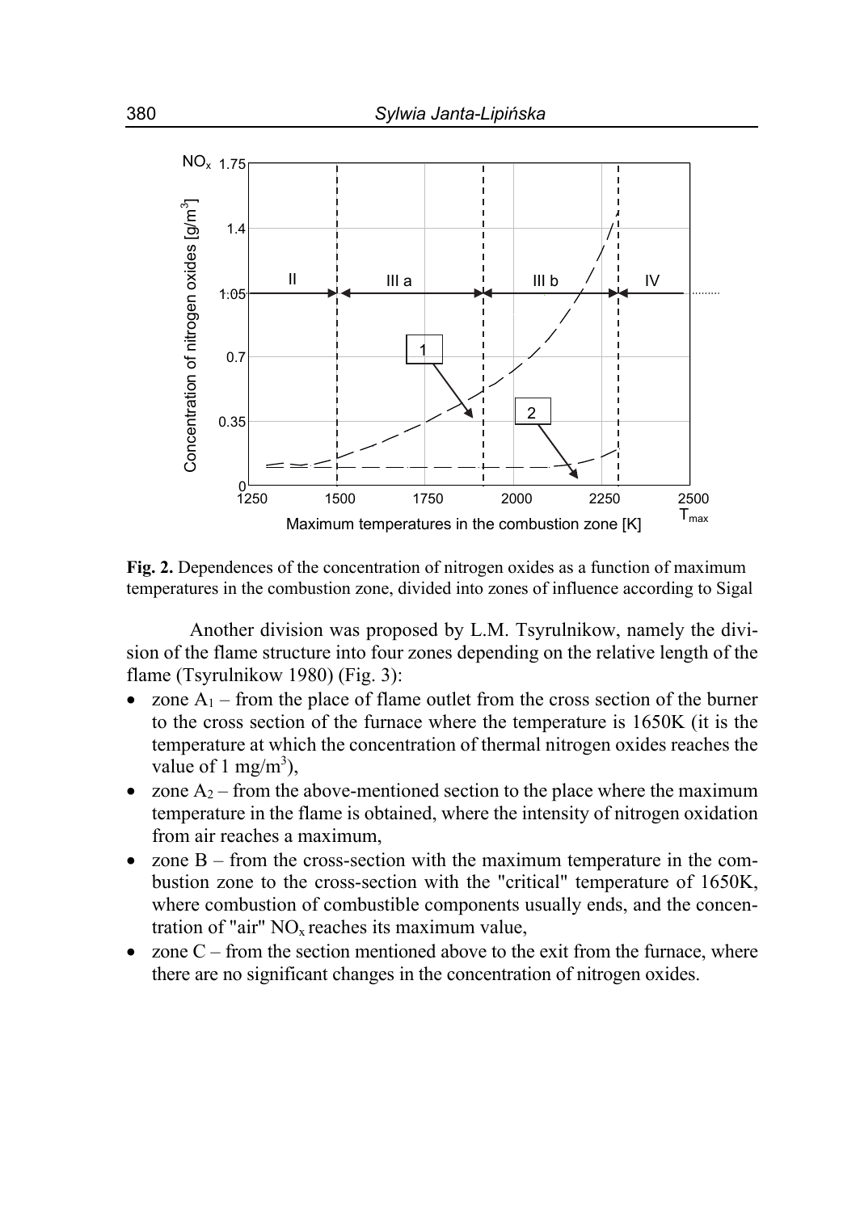**Fig. 2.** Dependences of the concentration of nitrogen oxides as a function of maximum temperatures in the combustion zone, divided into zones of influence according to Sigal

Another division was proposed by L.M. Tsyrulnikow, namely the division of the flame structure into four zones depending on the relative length of the flame (Tsyrulnikow 1980) (Fig. 3):

- zone $A_1$ – from the place of flame outlet from the cross section of the burner to the cross section of the furnace where the temperature is 1650K (it is the temperature at which the concentration of thermal nitrogen oxides reaches the value of 1 mg/m$^3$),
- zone $A_2$ – from the above-mentioned section to the place where the maximum temperature in the flame is obtained, where the intensity of nitrogen oxidation from air reaches a maximum,
- zone B – from the cross-section with the maximum temperature in the combustion zone to the cross-section with the "critical" temperature of 1650K, where combustion of combustible components usually ends, and the concentration of "air" $NO_x$ reaches its maximum value,
- zone C – from the section mentioned above to the exit from the furnace, where there are no significant changes in the concentration of nitrogen oxides.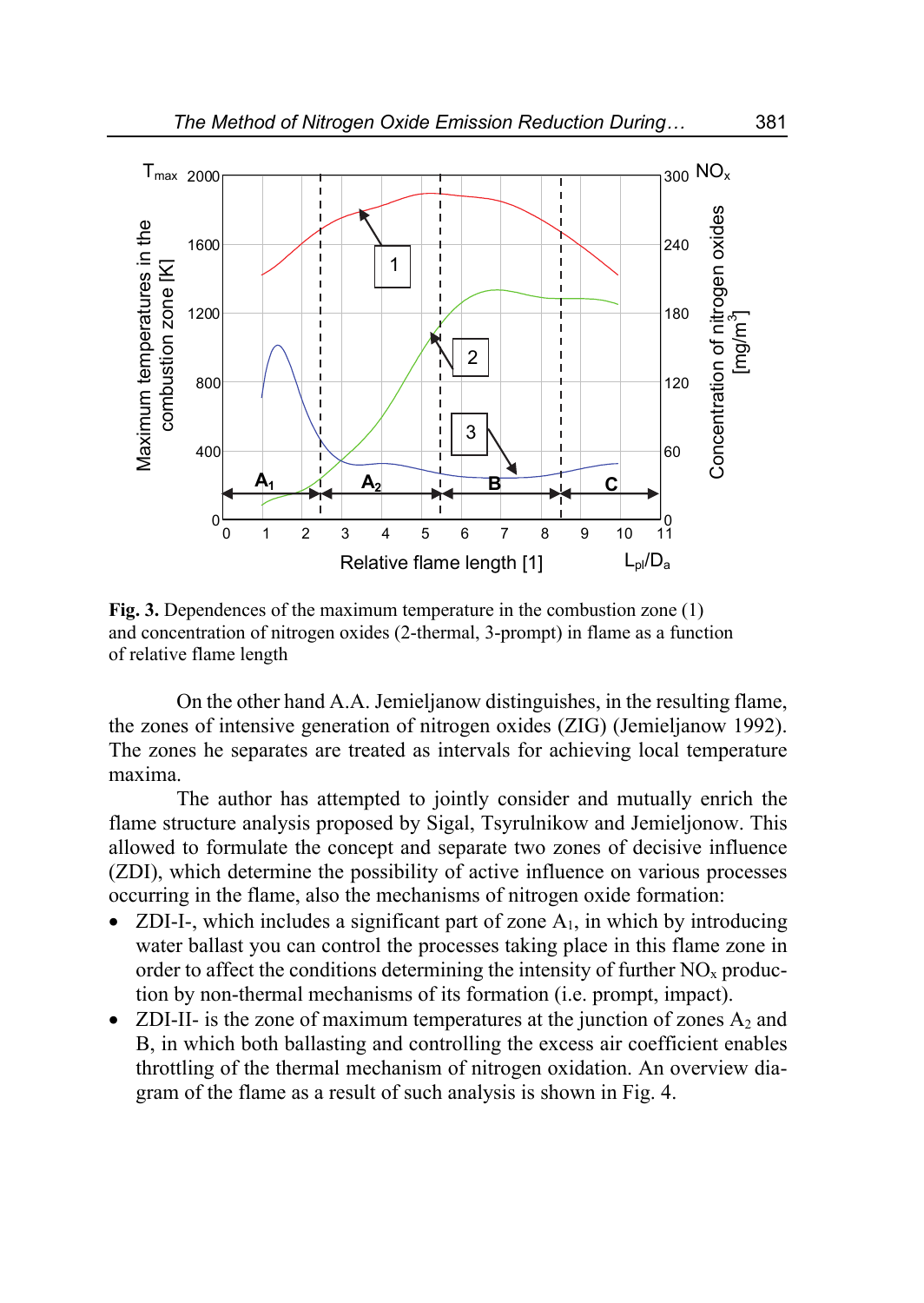**Fig. 3.** Dependences of the maximum temperature in the combustion zone (1) and concentration of nitrogen oxides (2-thermal, 3-prompt) in flame as a function of relative flame length

On the other hand A.A. Jemieljanow distinguishes, in the resulting flame, the zones of intensive generation of nitrogen oxides (ZIG) (Jemieljanow 1992). The zones he separates are treated as intervals for achieving local temperature maxima.

The author has attempted to jointly consider and mutually enrich the flame structure analysis proposed by Sigal, Tsyrulnikow and Jemieljonow. This allowed to formulate the concept and separate two zones of decisive influence (ZDI), which determine the possibility of active influence on various processes occurring in the flame, also the mechanisms of nitrogen oxide formation:

- ZDI-I-, which includes a significant part of zone $A_1$, in which by introducing water ballast you can control the processes taking place in this flame zone in order to affect the conditions determining the intensity of further $NO_x$ production by non-thermal mechanisms of its formation (i.e. prompt, impact).
- ZDI-II- is the zone of maximum temperatures at the junction of zones $A_2$ and B, in which both ballasting and controlling the excess air coefficient enables throttling of the thermal mechanism of nitrogen oxidation. An overview diagram of the flame as a result of such analysis is shown in Fig. 4.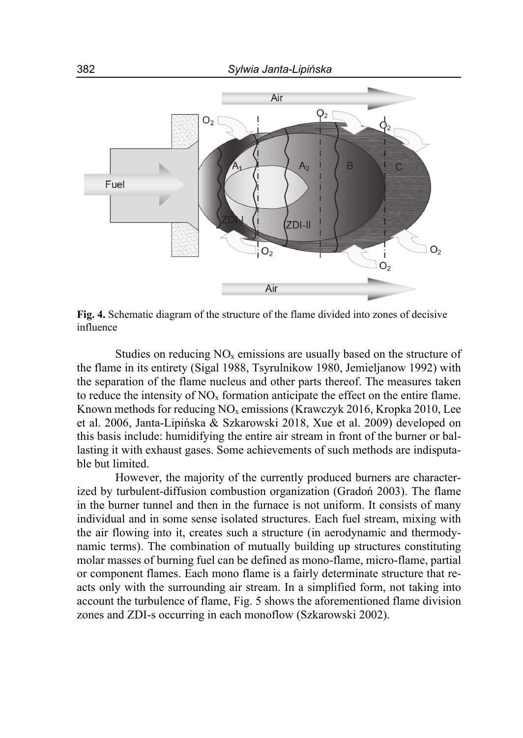**Fig. 4.** Schematic diagram of the structure of the flame divided into zones of decisive influence

Studies on reducing $NO_x$ emissions are usually based on the structure of the flame in its entirety (Sigal 1988, Tsyrulnikow 1980, Jemieljanow 1992) with the separation of the flame nucleus and other parts thereof. The measures taken to reduce the intensity of $NO_x$ formation anticipate the effect on the entire flame. Known methods for reducing $NO_x$ emissions (Krawczyk 2016, Kropka 2010, Lee et al. 2006, Janta-Lipińska & Szkarowski 2018, Xue et al. 2009) developed on this basis include: humidifying the entire air stream in front of the burner or ballasting it with exhaust gases. Some achievements of such methods are indisputable but limited.

However, the majority of the currently produced burners are characterized by turbulent-diffusion combustion organization (Gradoń 2003). The flame in the burner tunnel and then in the furnace is not uniform. It consists of many individual and in some sense isolated structures. Each fuel stream, mixing with the air flowing into it, creates such a structure (in aerodynamic and thermodynamic terms). The combination of mutually building up structures constituting molar masses of burning fuel can be defined as mono-flame, micro-flame, partial or component flames. Each mono flame is a fairly determinate structure that reacts only with the surrounding air stream. In a simplified form, not taking into account the turbulence of flame, Fig. 5 shows the aforementioned flame division zones and ZDI-s occurring in each monoflow (Szkarowski 2002).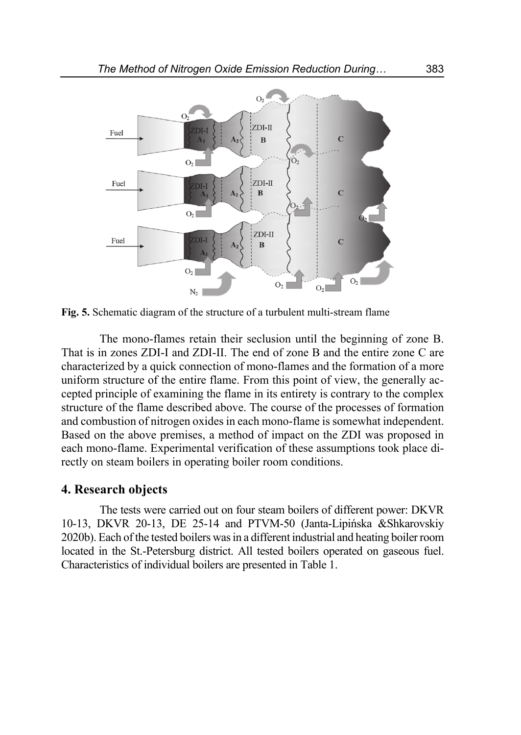**Fig. 5.** Schematic diagram of the structure of a turbulent multi-stream flame

The mono-flames retain their seclusion until the beginning of zone B. That is in zones ZDI-I and ZDI-II. The end of zone B and the entire zone C are characterized by a quick connection of mono-flames and the formation of a more uniform structure of the entire flame. From this point of view, the generally accepted principle of examining the flame in its entirety is contrary to the complex structure of the flame described above. The course of the processes of formation and combustion of nitrogen oxides in each mono-flame is somewhat independent. Based on the above premises, a method of impact on the ZDI was proposed in each mono-flame. Experimental verification of these assumptions took place directly on steam boilers in operating boiler room conditions.

## 4. Research objects

The tests were carried out on four steam boilers of different power: DKVR 10-13, DKVR 20-13, DE 25-14 and PTVM-50 (Janta-Lipińska &Shkarovskiy 2020b). Each of the tested boilers was in a different industrial and heating boiler room located in the St.-Petersburg district. All tested boilers operated on gaseous fuel. Characteristics of individual boilers are presented in Table 1.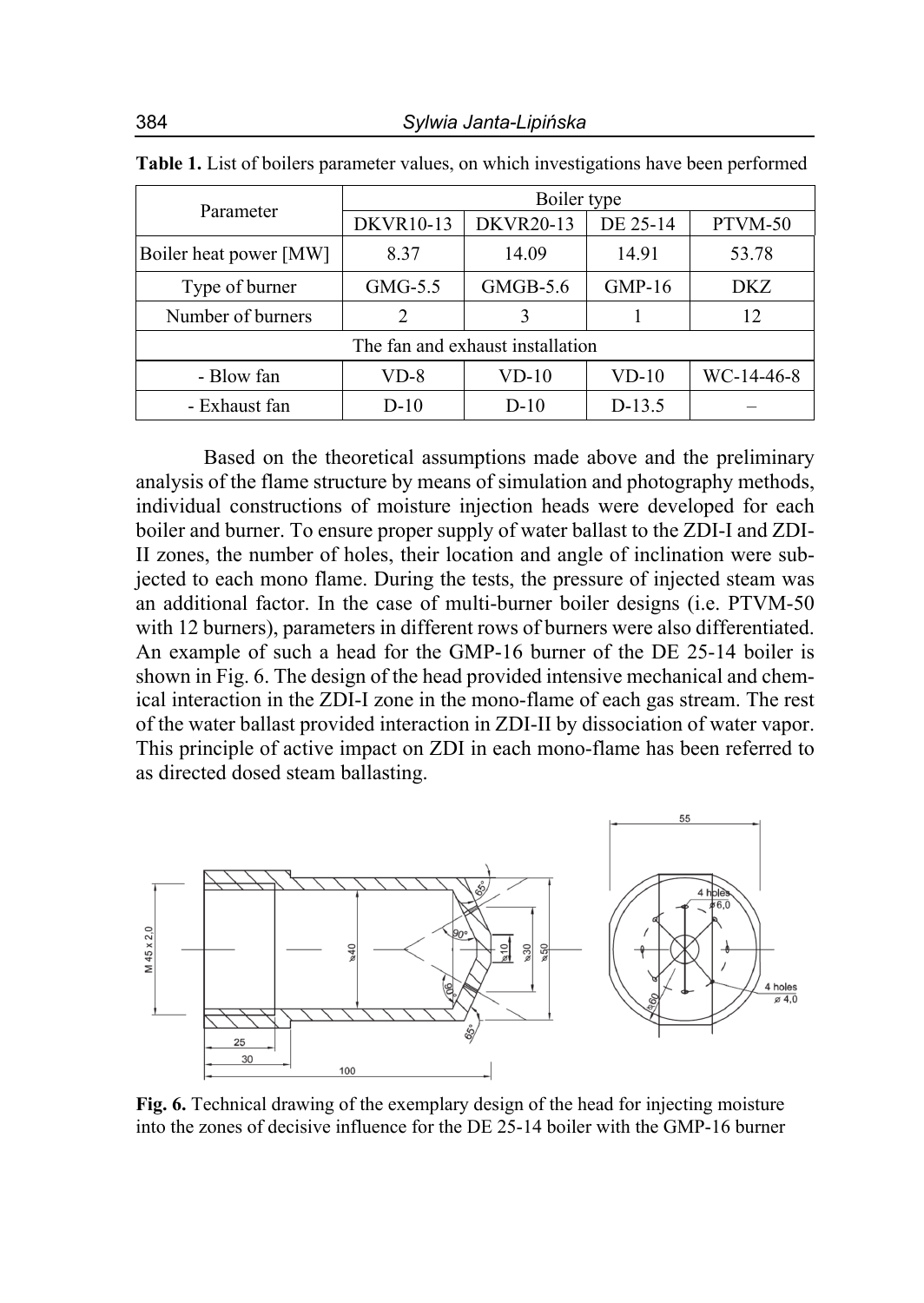**Table 1.** List of boilers parameter values, on which investigations have been performed

| Parameter | Boiler type | | | |
|---|---|---|---|---|
| | DKVR10-13 | DKVR20-13 | DE 25-14 | PTVM-50 |
| Boiler heat power [MW] | 8.37 | 14.09 | 14.91 | 53.78 |
| Type of burner | GMG-5.5 | GMGB-5.6 | GMP-16 | DKZ |
| Number of burners | 2 | 3 | 1 | 12 |
| The fan and exhaust installation | | | | |
| - Blow fan | VD-8 | VD-10 | VD-10 | WC-14-46-8 |
| - Exhaust fan | D-10 | D-10 | D-13.5 | – |

Based on the theoretical assumptions made above and the preliminary analysis of the flame structure by means of simulation and photography methods, individual constructions of moisture injection heads were developed for each boiler and burner. To ensure proper supply of water ballast to the ZDI-I and ZDI-II zones, the number of holes, their location and angle of inclination were subjected to each mono flame. During the tests, the pressure of injected steam was an additional factor. In the case of multi-burner boiler designs (i.e. PTVM-50 with 12 burners), parameters in different rows of burners were also differentiated. An example of such a head for the GMP-16 burner of the DE 25-14 boiler is shown in Fig. 6. The design of the head provided intensive mechanical and chemical interaction in the ZDI-I zone in the mono-flame of each gas stream. The rest of the water ballast provided interaction in ZDI-II by dissociation of water vapor. This principle of active impact on ZDI in each mono-flame has been referred to as directed dosed steam ballasting.

**Fig. 6.** Technical drawing of the exemplary design of the head for injecting moisture into the zones of decisive influence for the DE 25-14 boiler with the GMP-16 burner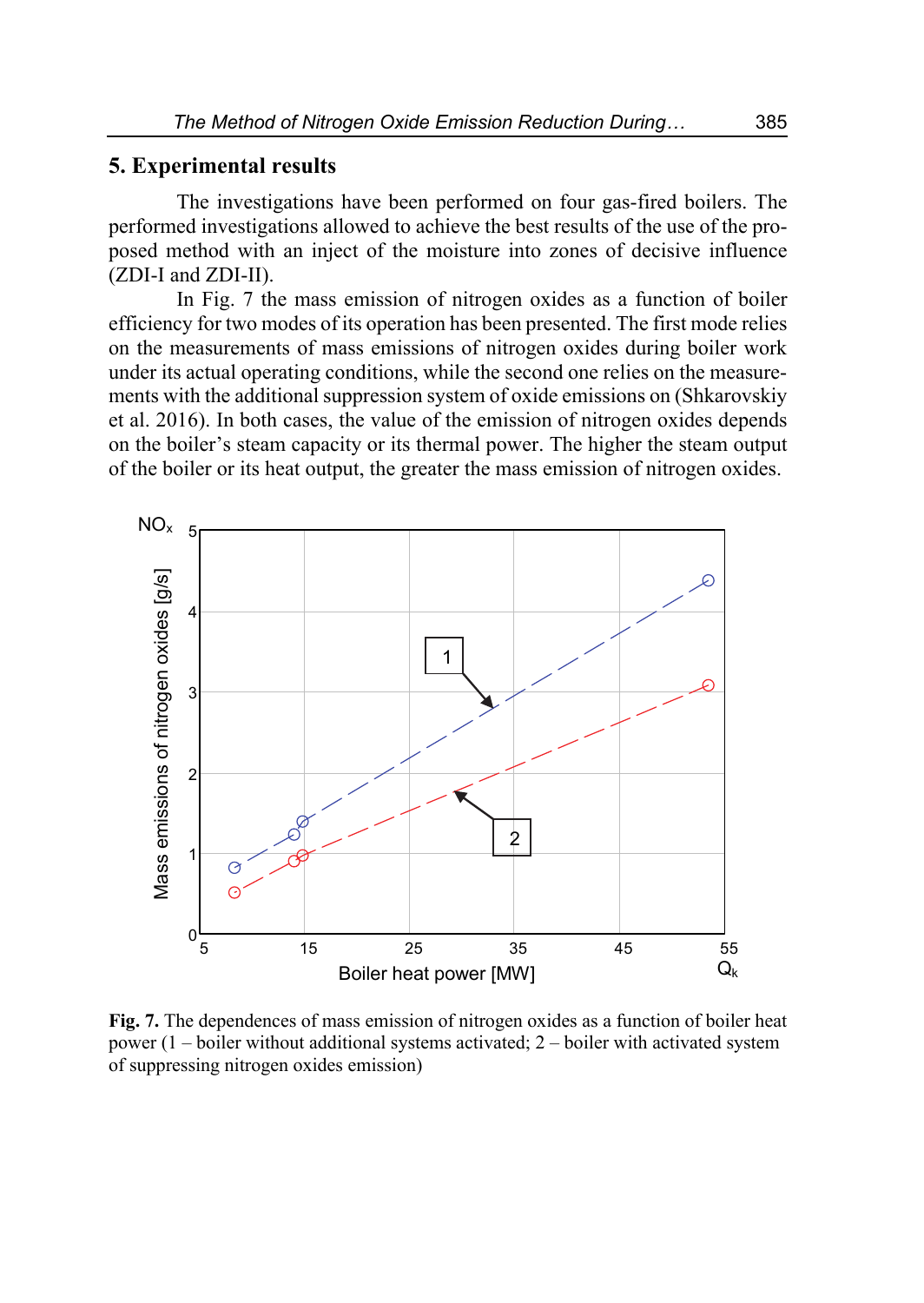## 5. Experimental results

The investigations have been performed on four gas-fired boilers. The performed investigations allowed to achieve the best results of the use of the proposed method with an inject of the moisture into zones of decisive influence (ZDI-I and ZDI-II).

In Fig. 7 the mass emission of nitrogen oxides as a function of boiler efficiency for two modes of its operation has been presented. The first mode relies on the measurements of mass emissions of nitrogen oxides during boiler work under its actual operating conditions, while the second one relies on the measurements with the additional suppression system of oxide emissions on (Shkarovskiy et al. 2016). In both cases, the value of the emission of nitrogen oxides depends on the boiler's steam capacity or its thermal power. The higher the steam output of the boiler or its heat output, the greater the mass emission of nitrogen oxides.

**Fig. 7.** The dependences of mass emission of nitrogen oxides as a function of boiler heat power (1 – boiler without additional systems activated; 2 – boiler with activated system of suppressing nitrogen oxides emission)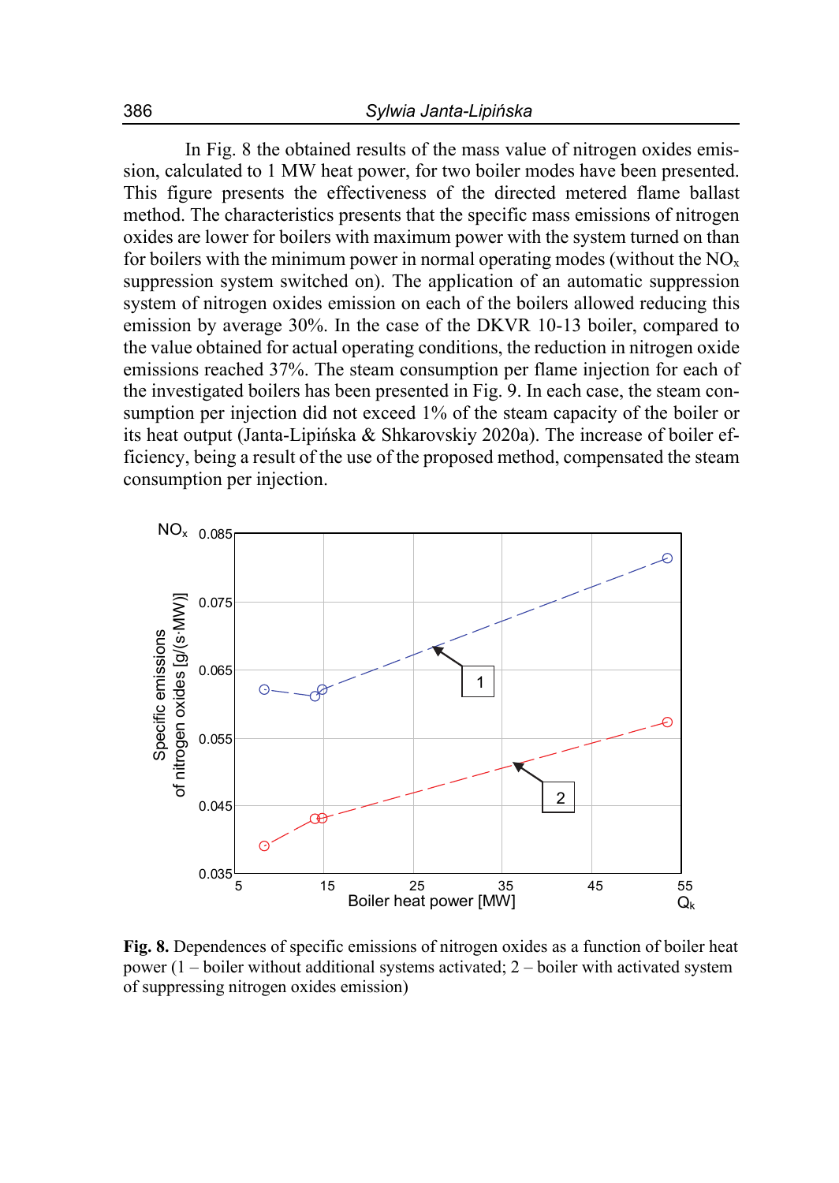In Fig. 8 the obtained results of the mass value of nitrogen oxides emission, calculated to 1 MW heat power, for two boiler modes have been presented. This figure presents the effectiveness of the directed metered flame ballast method. The characteristics presents that the specific mass emissions of nitrogen oxides are lower for boilers with maximum power with the system turned on than for boilers with the minimum power in normal operating modes (without the $NO_x$ suppression system switched on). The application of an automatic suppression system of nitrogen oxides emission on each of the boilers allowed reducing this emission by average 30%. In the case of the DKVR 10-13 boiler, compared to the value obtained for actual operating conditions, the reduction in nitrogen oxide emissions reached 37%. The steam consumption per flame injection for each of the investigated boilers has been presented in Fig. 9. In each case, the steam consumption per injection did not exceed 1% of the steam capacity of the boiler or its heat output (Janta-Lipińska & Shkarovskiy 2020a). The increase of boiler efficiency, being a result of the use of the proposed method, compensated the steam consumption per injection.

**Fig. 8.** Dependences of specific emissions of nitrogen oxides as a function of boiler heat power (1 – boiler without additional systems activated; 2 – boiler with activated system of suppressing nitrogen oxides emission)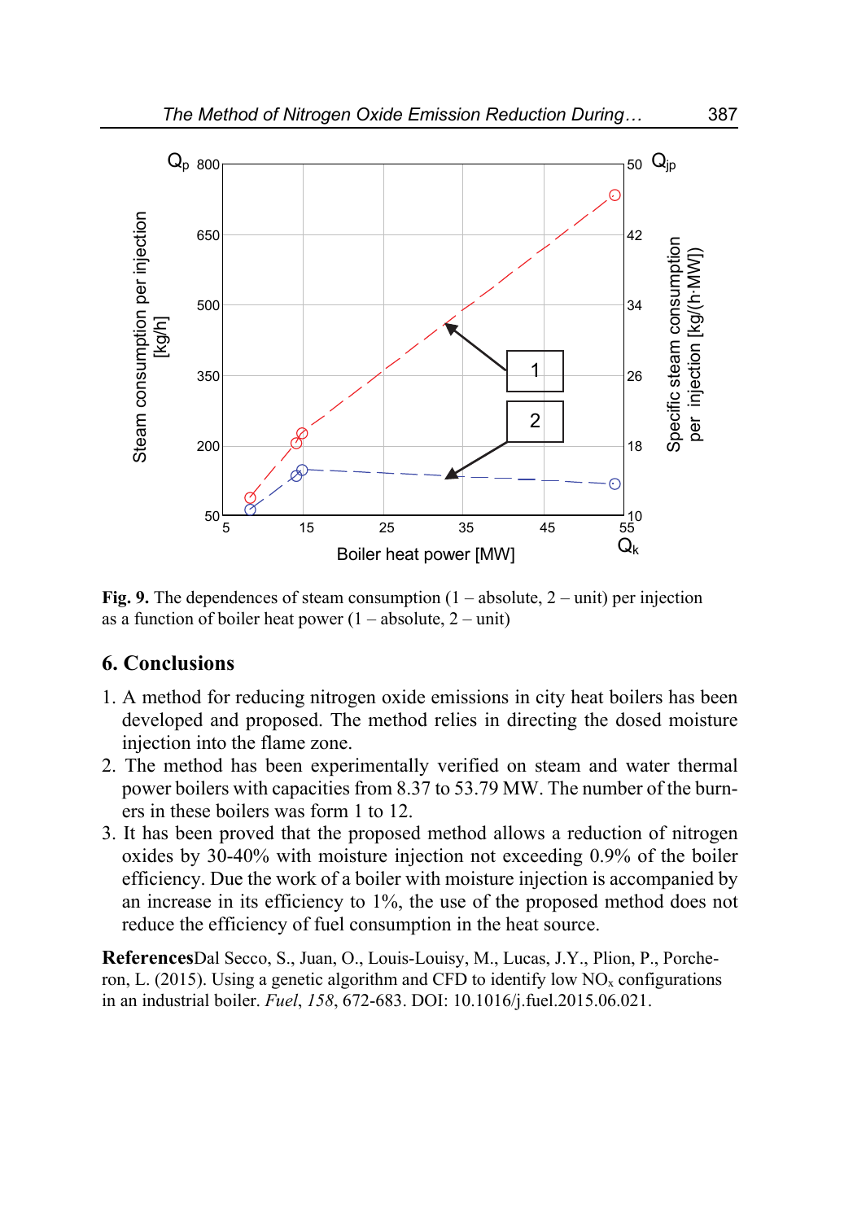**Fig. 9.** The dependences of steam consumption (1 – absolute, 2 – unit) per injection as a function of boiler heat power (1 – absolute, 2 – unit)

## 6. Conclusions

1. A method for reducing nitrogen oxide emissions in city heat boilers has been developed and proposed. The method relies in directing the dosed moisture injection into the flame zone.
2. The method has been experimentally verified on steam and water thermal power boilers with capacities from 8.37 to 53.79 MW. The number of the burners in these boilers was form 1 to 12.
3. It has been proved that the proposed method allows a reduction of nitrogen oxides by 30-40% with moisture injection not exceeding 0.9% of the boiler efficiency. Due the work of a boiler with moisture injection is accompanied by an increase in its efficiency to 1%, the use of the proposed method does not reduce the efficiency of fuel consumption in the heat source.

**References**Dal Secco, S., Juan, O., Louis-Louisy, M., Lucas, J.Y., Plion, P., Porcheron, L. (2015). Using a genetic algorithm and CFD to identify low $NO_x$ configurations in an industrial boiler. *Fuel*, *158*, 672-683. DOI: 10.1016/j.fuel.2015.06.021.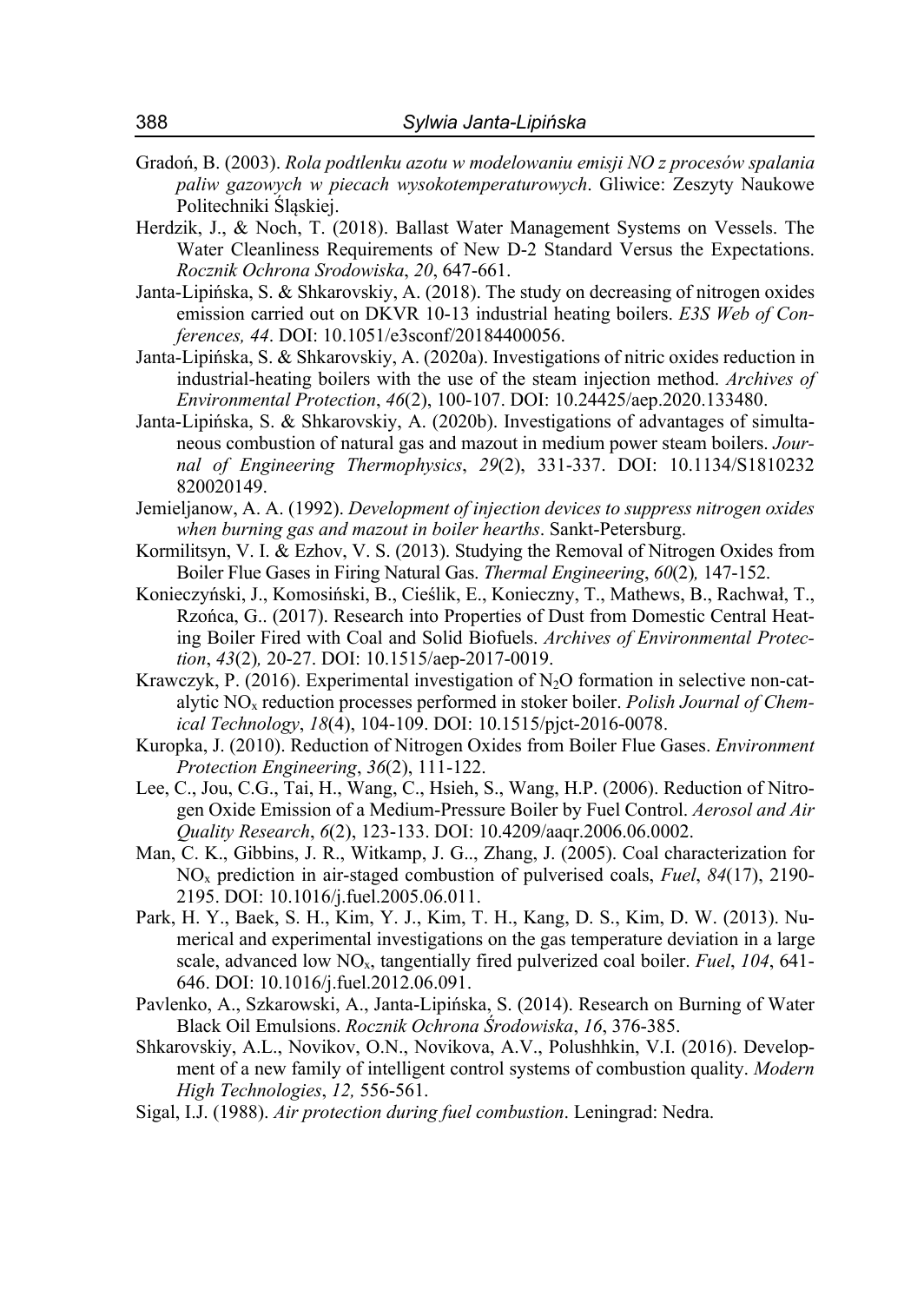Gradoń, B. (2003). *Rola podtlenku azotu w modelowaniu emisji NO z procesów spalania paliw gazowych w piecach wysokotemperaturowych*. Gliwice: Zeszyty Naukowe Politechniki Śląskiej.

Herdzik, J., & Noch, T. (2018). Ballast Water Management Systems on Vessels. The Water Cleanliness Requirements of New D-2 Standard Versus the Expectations. *Rocznik Ochrona Srodowiska*, *20*, 647-661.

Janta-Lipińska, S. & Shkarovskiy, A. (2018). The study on decreasing of nitrogen oxides emission carried out on DKVR 10-13 industrial heating boilers. *E3S Web of Conferences, 44*. DOI: 10.1051/e3sconf/20184400056.

Janta-Lipińska, S. & Shkarovskiy, A. (2020a). Investigations of nitric oxides reduction in industrial-heating boilers with the use of the steam injection method. *Archives of Environmental Protection*, *46*(2), 100-107. DOI: 10.24425/aep.2020.133480.

Janta-Lipińska, S. & Shkarovskiy, A. (2020b). Investigations of advantages of simultaneous combustion of natural gas and mazout in medium power steam boilers. *Journal of Engineering Thermophysics*, *29*(2), 331-337. DOI: 10.1134/S1810232820020149.

Jemieljanow, A. A. (1992). *Development of injection devices to suppress nitrogen oxides when burning gas and mazout in boiler hearths*. Sankt-Petersburg.

Kormilitsyn, V. I. & Ezhov, V. S. (2013). Studying the Removal of Nitrogen Oxides from Boiler Flue Gases in Firing Natural Gas. *Thermal Engineering*, *60*(2)*,* 147-152.

Konieczyński, J., Komosiński, B., Cieślik, E., Konieczny, T., Mathews, B., Rachwał, T., Rzońca, G.. (2017). Research into Properties of Dust from Domestic Central Heating Boiler Fired with Coal and Solid Biofuels. *Archives of Environmental Protection*, *43*(2)*,* 20-27. DOI: 10.1515/aep-2017-0019.

Krawczyk, P. (2016). Experimental investigation of $N_2O$ formation in selective non-catalytic $NO_x$ reduction processes performed in stoker boiler. *Polish Journal of Chemical Technology*, *18*(4), 104-109. DOI: 10.1515/pjct-2016-0078.

Kuropka, J. (2010). Reduction of Nitrogen Oxides from Boiler Flue Gases. *Environment Protection Engineering*, *36*(2), 111-122.

Lee, C., Jou, C.G., Tai, H., Wang, C., Hsieh, S., Wang, H.P. (2006). Reduction of Nitrogen Oxide Emission of a Medium-Pressure Boiler by Fuel Control. *Aerosol and Air Quality Research*, *6*(2), 123-133. DOI: 10.4209/aaqr.2006.06.0002.

Man, C. K., Gibbins, J. R., Witkamp, J. G.., Zhang, J. (2005). Coal characterization for $NO_x$ prediction in air-staged combustion of pulverised coals, *Fuel*, *84*(17), 2190-2195. DOI: 10.1016/j.fuel.2005.06.011.

Park, H. Y., Baek, S. H., Kim, Y. J., Kim, T. H., Kang, D. S., Kim, D. W. (2013). Numerical and experimental investigations on the gas temperature deviation in a large scale, advanced low $NO_x$, tangentially fired pulverized coal boiler. *Fuel*, *104*, 641-646. DOI: 10.1016/j.fuel.2012.06.091.

Pavlenko, A., Szkarowski, A., Janta-Lipińska, S. (2014). Research on Burning of Water Black Oil Emulsions. *Rocznik Ochrona Środowiska*, *16*, 376-385.

Shkarovskiy, A.L., Novikov, O.N., Novikova, A.V., Polushhkin, V.I. (2016). Development of a new family of intelligent control systems of combustion quality. *Modern High Technologies*, *12,* 556-561.

Sigal, I.J. (1988). *Air protection during fuel combustion*. Leningrad: Nedra.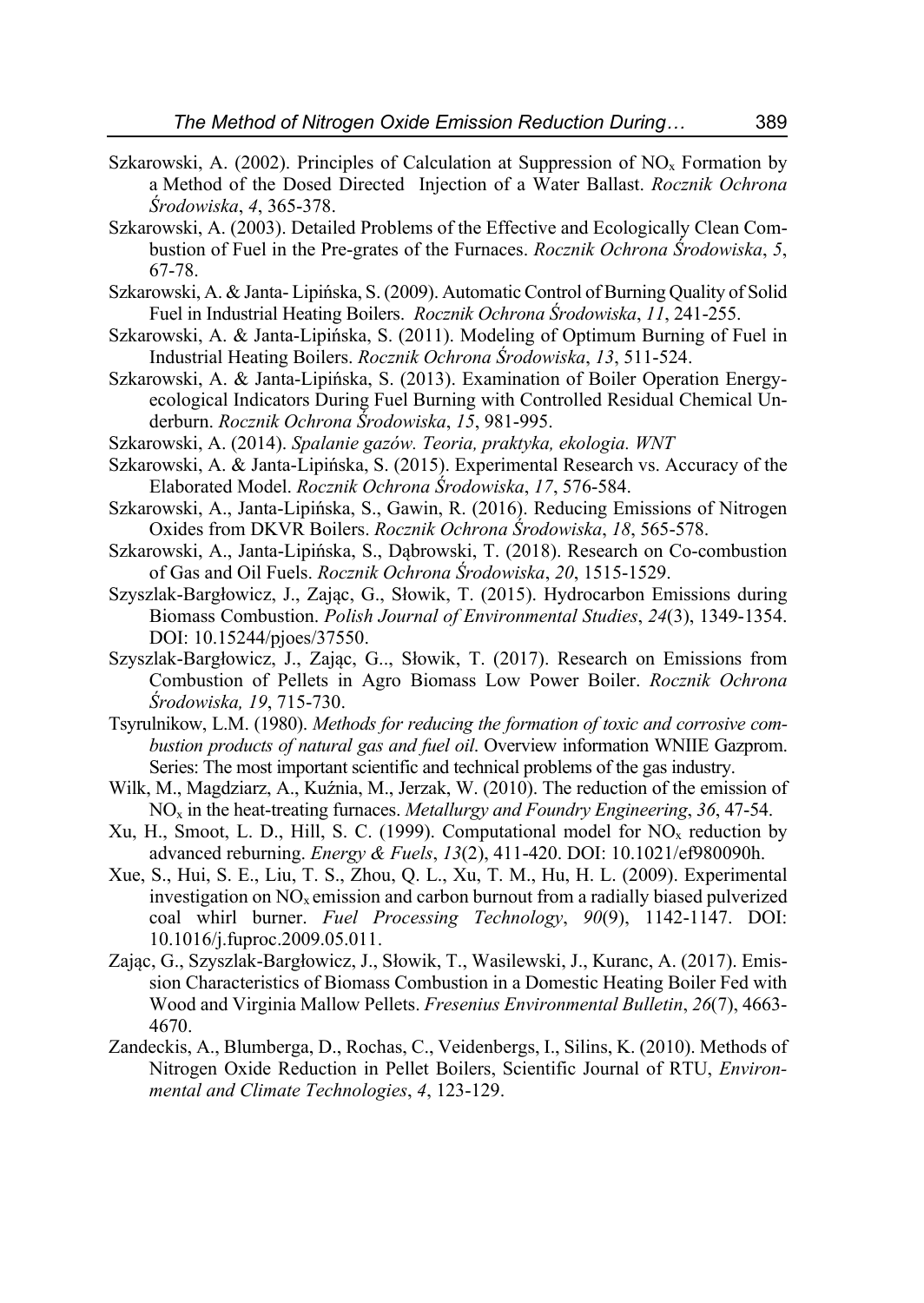Szkarowski, A. (2002). Principles of Calculation at Suppression of $NO_x$ Formation by a Method of the Dosed Directed Injection of a Water Ballast. *Rocznik Ochrona Środowiska*, *4*, 365-378.

Szkarowski, A. (2003). Detailed Problems of the Effective and Ecologically Clean Combustion of Fuel in the Pre-grates of the Furnaces. *Rocznik Ochrona Środowiska*, *5*, 67-78.

Szkarowski, A. & Janta- Lipińska, S. (2009). Automatic Control of Burning Quality of Solid Fuel in Industrial Heating Boilers. *Rocznik Ochrona Środowiska*, *11*, 241-255.

Szkarowski, A. & Janta-Lipińska, S. (2011). Modeling of Optimum Burning of Fuel in Industrial Heating Boilers. *Rocznik Ochrona Środowiska*, *13*, 511-524.

Szkarowski, A. & Janta-Lipińska, S. (2013). Examination of Boiler Operation Energy-ecological Indicators During Fuel Burning with Controlled Residual Chemical Underburn. *Rocznik Ochrona Środowiska*, *15*, 981-995.

Szkarowski, A. (2014). *Spalanie gazów. Teoria, praktyka, ekologia. WNT*

Szkarowski, A. & Janta-Lipińska, S. (2015). Experimental Research vs. Accuracy of the Elaborated Model. *Rocznik Ochrona Środowiska*, *17*, 576-584.

Szkarowski, A., Janta-Lipińska, S., Gawin, R. (2016). Reducing Emissions of Nitrogen Oxides from DKVR Boilers. *Rocznik Ochrona Środowiska*, *18*, 565-578.

Szkarowski, A., Janta-Lipińska, S., Dąbrowski, T. (2018). Research on Co-combustion of Gas and Oil Fuels. *Rocznik Ochrona Środowiska*, *20*, 1515-1529.

Szyszlak-Bargłowicz, J., Zając, G., Słowik, T. (2015). Hydrocarbon Emissions during Biomass Combustion. *Polish Journal of Environmental Studies*, *24*(3), 1349-1354. DOI: 10.15244/pjoes/37550.

Szyszlak-Bargłowicz, J., Zając, G.., Słowik, T. (2017). Research on Emissions from Combustion of Pellets in Agro Biomass Low Power Boiler. *Rocznik Ochrona Środowiska, 19*, 715-730.

Tsyrulnikow, L.M. (1980). *Methods for reducing the formation of toxic and corrosive combustion products of natural gas and fuel oil*. Overview information WNIIE Gazprom. Series: The most important scientific and technical problems of the gas industry.

Wilk, M., Magdziarz, A., Kuźnia, M., Jerzak, W. (2010). The reduction of the emission of $NO_x$ in the heat-treating furnaces. *Metallurgy and Foundry Engineering*, *36*, 47-54.

Xu, H., Smoot, L. D., Hill, S. C. (1999). Computational model for $NO_x$ reduction by advanced reburning. *Energy & Fuels*, *13*(2), 411-420. DOI: 10.1021/ef980090h.

Xue, S., Hui, S. E., Liu, T. S., Zhou, Q. L., Xu, T. M., Hu, H. L. (2009). Experimental investigation on $NO_x$ emission and carbon burnout from a radially biased pulverized coal whirl burner. *Fuel Processing Technology*, *90*(9), 1142-1147. DOI: 10.1016/j.fuproc.2009.05.011.

Zając, G., Szyszlak-Bargłowicz, J., Słowik, T., Wasilewski, J., Kuranc, A. (2017). Emission Characteristics of Biomass Combustion in a Domestic Heating Boiler Fed with Wood and Virginia Mallow Pellets. *Fresenius Environmental Bulletin*, *26*(7), 4663-4670.

Zandeckis, A., Blumberga, D., Rochas, C., Veidenbergs, I., Silins, K. (2010). Methods of Nitrogen Oxide Reduction in Pellet Boilers, Scientific Journal of RTU, *Environmental and Climate Technologies*, *4*, 123-129.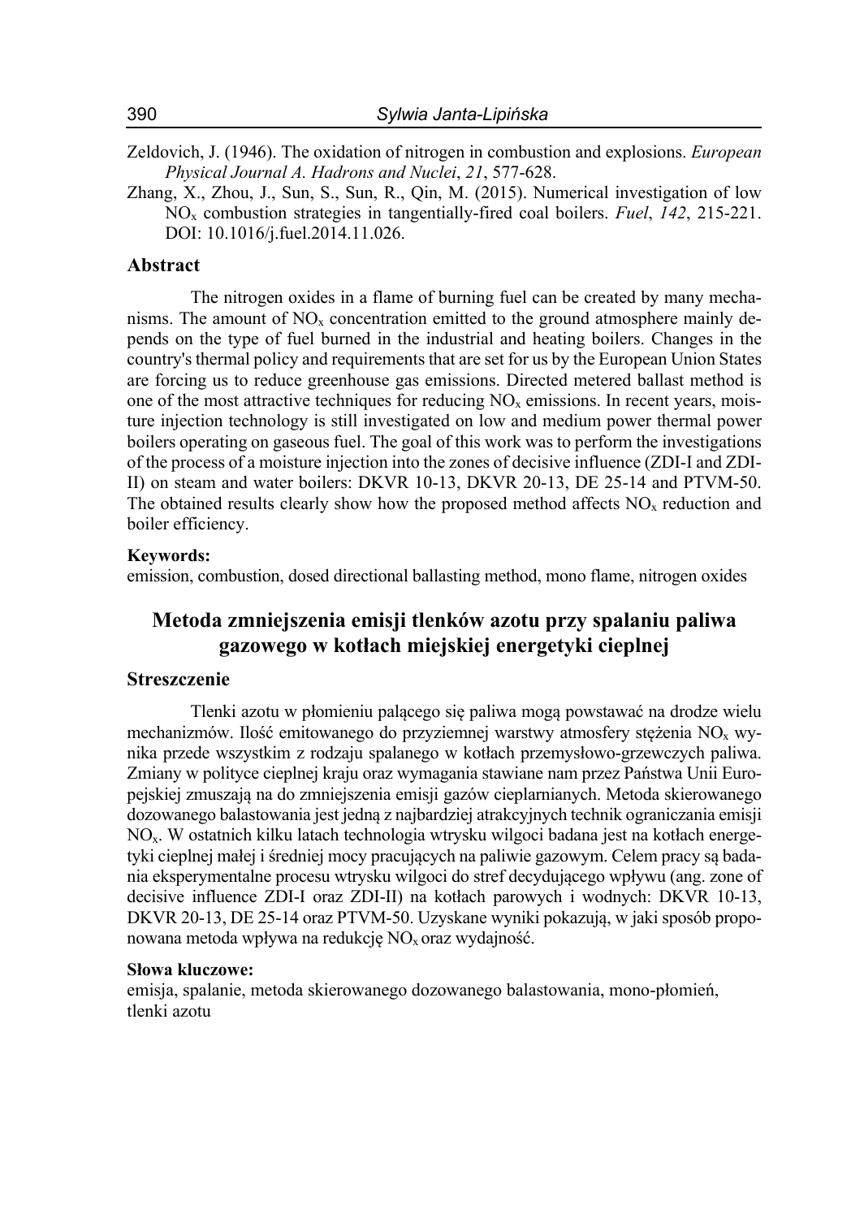Zeldovich, J. (1946). The oxidation of nitrogen in combustion and explosions. *European Physical Journal A. Hadrons and Nuclei*, *21*, 577-628.

Zhang, X., Zhou, J., Sun, S., Sun, R., Qin, M. (2015). Numerical investigation of low $NO_x$ combustion strategies in tangentially-fired coal boilers. *Fuel*, *142*, 215-221. DOI: 10.1016/j.fuel.2014.11.026.

## Abstract

The nitrogen oxides in a flame of burning fuel can be created by many mechanisms. The amount of $NO_x$ concentration emitted to the ground atmosphere mainly depends on the type of fuel burned in the industrial and heating boilers. Changes in the country's thermal policy and requirements that are set for us by the European Union States are forcing us to reduce greenhouse gas emissions. Directed metered ballast method is one of the most attractive techniques for reducing $NO_x$ emissions. In recent years, moisture injection technology is still investigated on low and medium power thermal power boilers operating on gaseous fuel. The goal of this work was to perform the investigations of the process of a moisture injection into the zones of decisive influence (ZDI-I and ZDI-II) on steam and water boilers: DKVR 10-13, DKVR 20-13, DE 25-14 and PTVM-50. The obtained results clearly show how the proposed method affects $NO_x$ reduction and boiler efficiency.

**Keywords:**

emission, combustion, dosed directional ballasting method, mono flame, nitrogen oxides

## Metoda zmniejszenia emisji tlenków azotu przy spalaniu paliwa gazowego w kotłach miejskiej energetyki cieplnej

## Streszczenie

Tlenki azotu w płomieniu palącego się paliwa mogą powstawać na drodze wielu mechanizmów. Ilość emitowanego do przyziemnej warstwy atmosfery stężenia $NO_x$ wynika przede wszystkim z rodzaju spalanego w kotłach przemysłowo-grzewczych paliwa. Zmiany w polityce cieplnej kraju oraz wymagania stawiane nam przez Państwa Unii Europejskiej zmuszają na do zmniejszenia emisji gazów cieplarnianych. Metoda skierowanego dozowanego balastowania jest jedną z najbardziej atrakcyjnych technik ograniczania emisji $NO_x$. W ostatnich kilku latach technologia wtrysku wilgoci badana jest na kotłach energetyki cieplnej małej i średniej mocy pracujących na paliwie gazowym. Celem pracy są badania eksperymentalne procesu wtrysku wilgoci do stref decydującego wpływu (ang. zone of decisive influence ZDI-I oraz ZDI-II) na kotłach parowych i wodnych: DKVR 10-13, DKVR 20-13, DE 25-14 oraz PTVM-50. Uzyskane wyniki pokazują, w jaki sposób proponowana metoda wpływa na redukcję $NO_x$ oraz wydajność.

**Słowa kluczowe:**

emisja, spalanie, metoda skierowanego dozowanego balastowania, mono-płomień, tlenki azotu